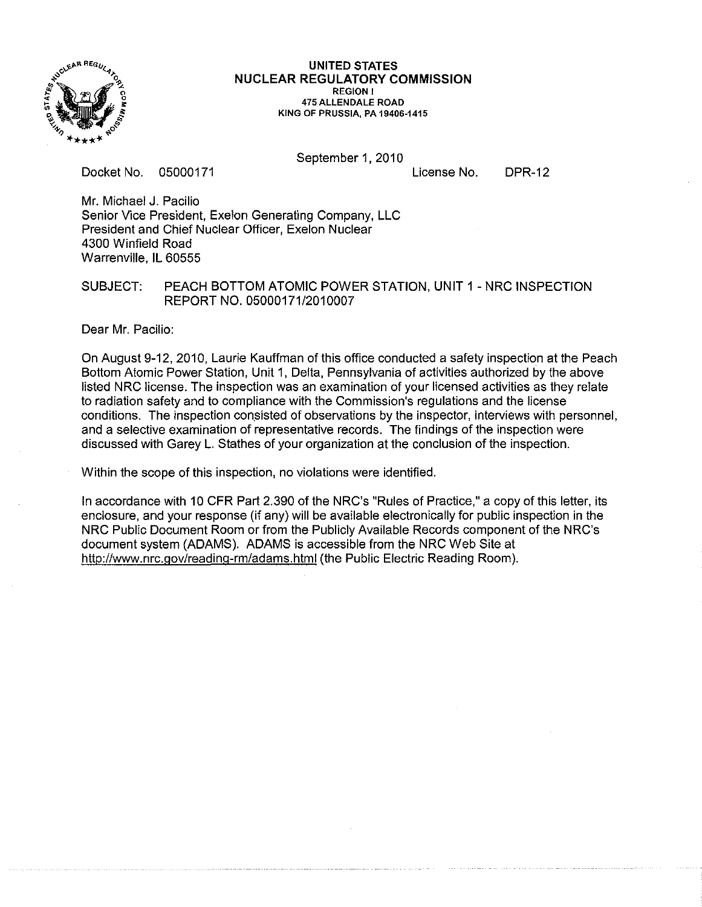**UNITED STATES**
**NUCLEAR REGULATORY COMMISSION**
REGION I
475 ALLENDALE ROAD
KING OF PRUSSIA, PA 19406-1415

September 1, 2010

Docket No. 05000171 License No. DPR-12

Mr. Michael J. Pacilio
Senior Vice President, Exelon Generating Company, LLC
President and Chief Nuclear Officer, Exelon Nuclear
4300 Winfield Road
Warrenville, IL 60555

SUBJECT: PEACH BOTTOM ATOMIC POWER STATION, UNIT 1 - NRC INSPECTION REPORT NO. 05000171/2010007

Dear Mr. Pacilio:

On August 9-12, 2010, Laurie Kauffman of this office conducted a safety inspection at the Peach Bottom Atomic Power Station, Unit 1, Delta, Pennsylvania of activities authorized by the above listed NRC license. The inspection was an examination of your licensed activities as they relate to radiation safety and to compliance with the Commission's regulations and the license conditions. The inspection consisted of observations by the inspector, interviews with personnel, and a selective examination of representative records. The findings of the inspection were discussed with Garey L. Stathes of your organization at the conclusion of the inspection.

Within the scope of this inspection, no violations were identified.

In accordance with 10 CFR Part 2.390 of the NRC's "Rules of Practice," a copy of this letter, its enclosure, and your response (if any) will be available electronically for public inspection in the NRC Public Document Room or from the Publicly Available Records component of the NRC's document system (ADAMS). ADAMS is accessible from the NRC Web Site at http://www.nrc.gov/reading-rm/adams.html (the Public Electric Reading Room).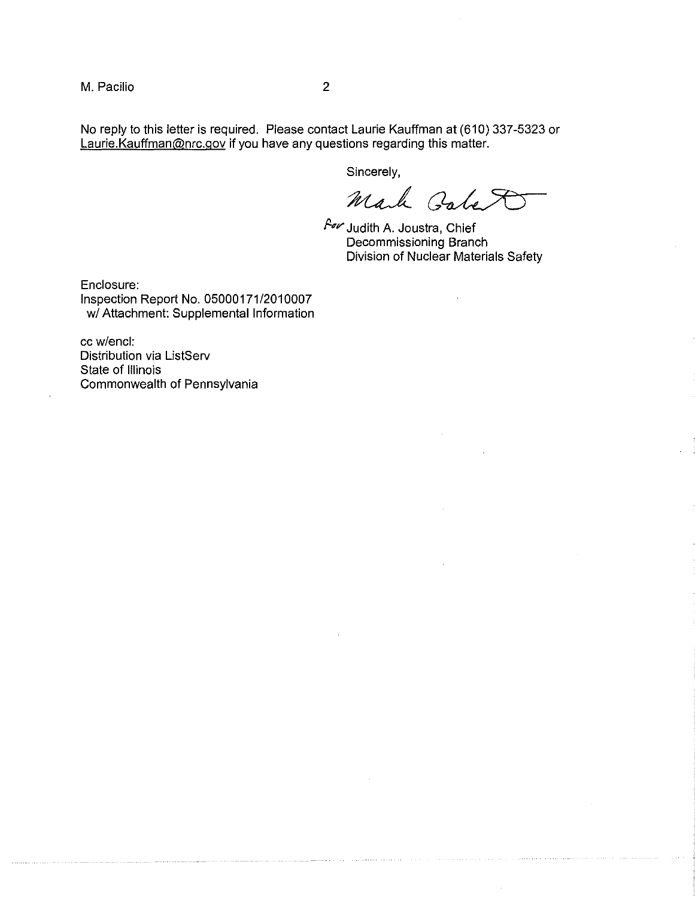No reply to this letter is required. Please contact Laurie Kauffman at (610) 337-5323 or Laurie.Kauffman@nrc.gov if you have any questions regarding this matter.

Sincerely,

Mark Roberts

*for* Judith A. Joustra, Chief  
Decommissioning Branch  
Division of Nuclear Materials Safety

Enclosure:  
Inspection Report No. 05000171/2010007  
w/ Attachment: Supplemental Information

cc w/encl:  
Distribution via ListServ  
State of Illinois  
Commonwealth of Pennsylvania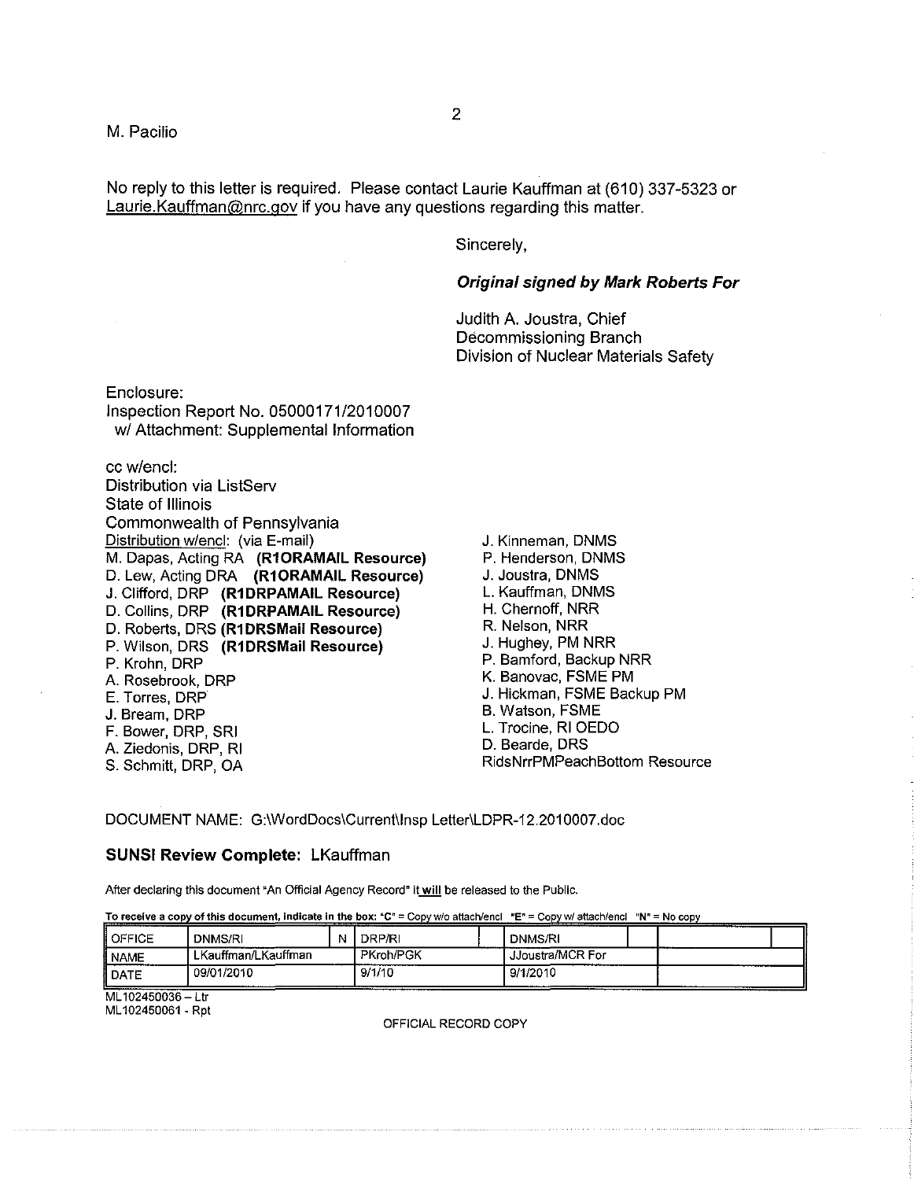M. Pacilio

No reply to this letter is required. Please contact Laurie Kauffman at (610) 337-5323 or Laurie.Kauffman@nrc.gov if you have any questions regarding this matter.

Sincerely,

***Original signed by Mark Roberts For***

Judith A. Joustra, Chief
Decommissioning Branch
Division of Nuclear Materials Safety

Enclosure:
Inspection Report No. 05000171/2010007
w/ Attachment: Supplemental Information

cc w/encl:
Distribution via ListServ
State of Illinois
Commonwealth of Pennsylvania

Distribution w/encl: (via E-mail)
M. Dapas, Acting RA **(R1ORAMAIL Resource)**
D. Lew, Acting DRA **(R1ORAMAIL Resource)**
J. Clifford, DRP **(R1DRPAMAIL Resource)**
D. Collins, DRP **(R1DRPAMAIL Resource)**
D. Roberts, DRS **(R1DRSMail Resource)**
P. Wilson, DRS **(R1DRSMail Resource)**
P. Krohn, DRP
A. Rosebrook, DRP
E. Torres, DRP
J. Bream, DRP
F. Bower, DRP, SRI
A. Ziedonis, DRP, RI
S. Schmitt, DRP, OA
J. Kinneman, DNMS
P. Henderson, DNMS
J. Joustra, DNMS
L. Kauffman, DNMS
H. Chernoff, NRR
R. Nelson, NRR
J. Hughey, PM NRR
P. Bamford, Backup NRR
K. Banovac, FSME PM
J. Hickman, FSME Backup PM
B. Watson, FSME
L. Trocine, RI OEDO
D. Bearde, DRS
RidsNrrPMPeachBottom Resource

DOCUMENT NAME: G:\WordDocs\Current\Insp Letter\LDPR-12.2010007.doc

**SUNSI Review Complete:** LKauffman

After declaring this document "An Official Agency Record" it **will** be released to the Public.

**To receive a copy of this document, indicate in the box: "C" = Copy w/o attach/encl "E" = Copy w/ attach/encl "N" = No copy**

| OFFICE | DNMS/RI | N | DRP/RI | | DNMS/RI | | | |
|---|---|---|---|---|---|---|---|---|
| NAME | LKauffman/LKauffman | | PKroh/PGK | | JJoustra/MCR For | | | |
| DATE | 09/01/2010 | | 9/1/10 | | 9/1/2010 | | | |

ML102450036 – Ltr
ML102450061 - Rpt

OFFICIAL RECORD COPY